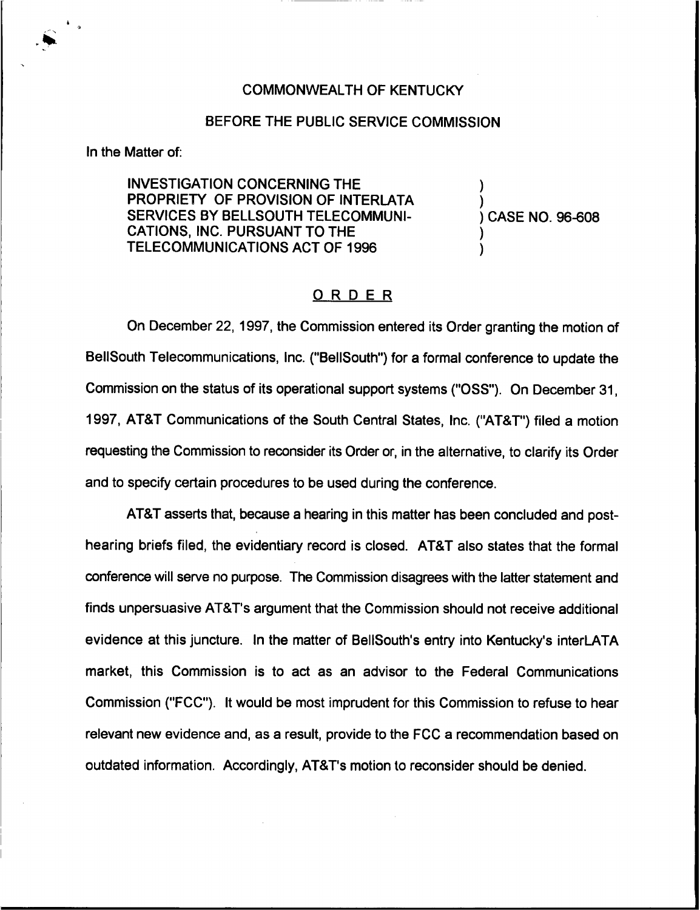COMMONWEALTH OF KENTUCKY

BEFORE THE PUBLIC SERVICE COMMISSION

In the Matter of:

INVESTIGATION CONCERNING THE PROPRIETY OF PROVISION OF INTERLATA SERVICES BY BELLSOUTH TELECOMMUNICATIONS, INC. PURSUANT TO THE TELECOMMUNICATIONS ACT OF 1996 ) CASE NO. 96-608

## ORDER

On December 22, 1997, the Commission entered its Order granting the motion of BellSouth Telecommunications, Inc. ("BellSouth") for a formal conference to update the Commission on the status of its operational support systems ("OSS"). On December 31, 1997, AT&T Communications of the South Central States, Inc. ("AT&T") filed a motion requesting the Commission to reconsider its Order or, in the alternative, to clarify its Order and to specify certain procedures to be used during the conference.

AT&T asserts that, because a hearing in this matter has been concluded and post-hearing briefs filed, the evidentiary record is closed. AT&T also states that the formal conference will serve no purpose. The Commission disagrees with the latter statement and finds unpersuasive AT&T's argument that the Commission should not receive additional evidence at this juncture. In the matter of BellSouth's entry into Kentucky's interLATA market, this Commission is to act as an advisor to the Federal Communications Commission ("FCC"). It would be most imprudent for this Commission to refuse to hear relevant new evidence and, as a result, provide to the FCC a recommendation based on outdated information. Accordingly, AT&T's motion to reconsider should be denied.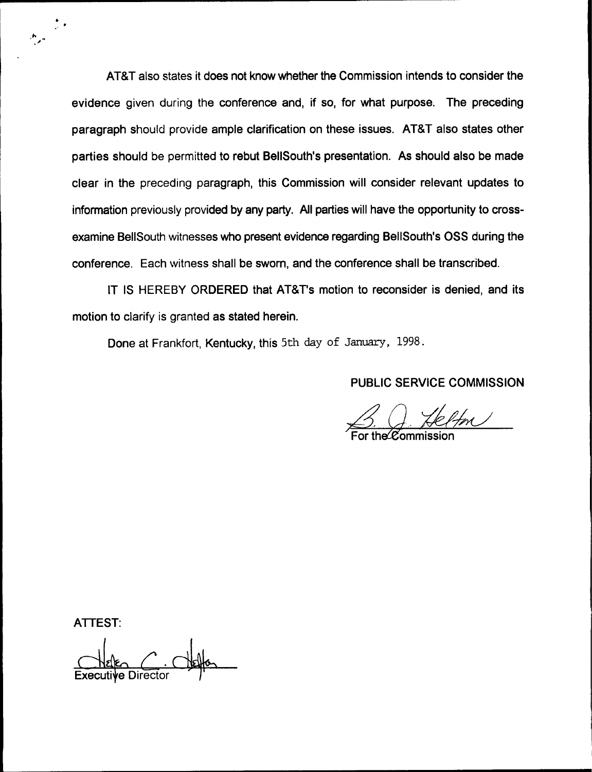AT&T also states it does not know whether the Commission intends to consider the evidence given during the conference and, if so, for what purpose. The preceding paragraph should provide ample clarification on these issues. AT&T also states other parties should be permitted to rebut BellSouth's presentation. As should also be made clear in the preceding paragraph, this Commission will consider relevant updates to information previously provided by any party. All parties will have the opportunity to cross-examine BellSouth witnesses who present evidence regarding BellSouth's OSS during the conference. Each witness shall be sworn, and the conference shall be transcribed.

IT IS HEREBY ORDERED that AT&T's motion to reconsider is denied, and its motion to clarify is granted as stated herein.

Done at Frankfort, Kentucky, this 5th day of January, 1998.

PUBLIC SERVICE COMMISSION

For the Commission

ATTEST:

Executive Director